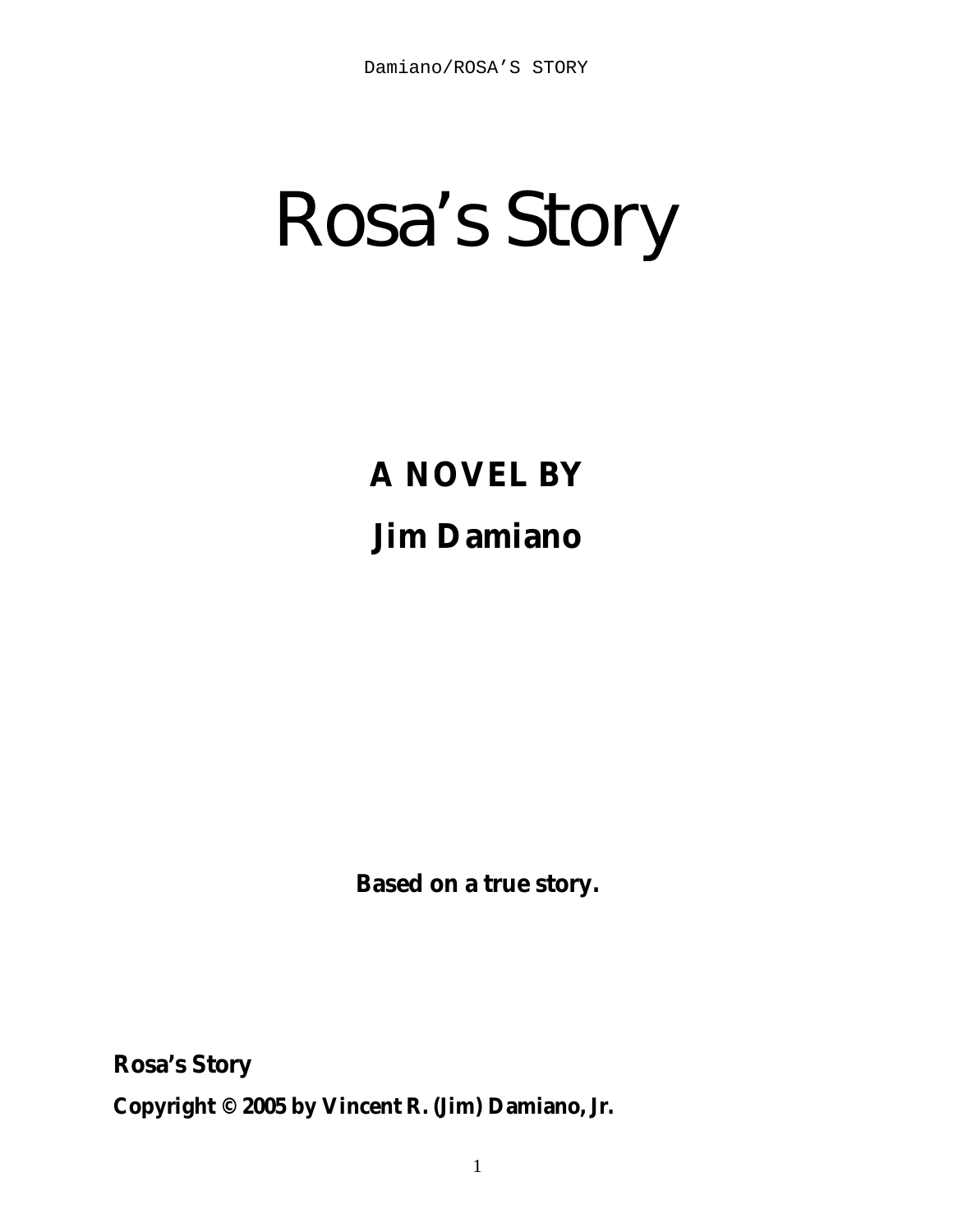# Rosa's Story

## A NOVEL BY

## Jim Damiano

**Based on a true story.**

**Rosa's Story**

**Copyright © 2005 by Vincent R. (Jim) Damiano, Jr.**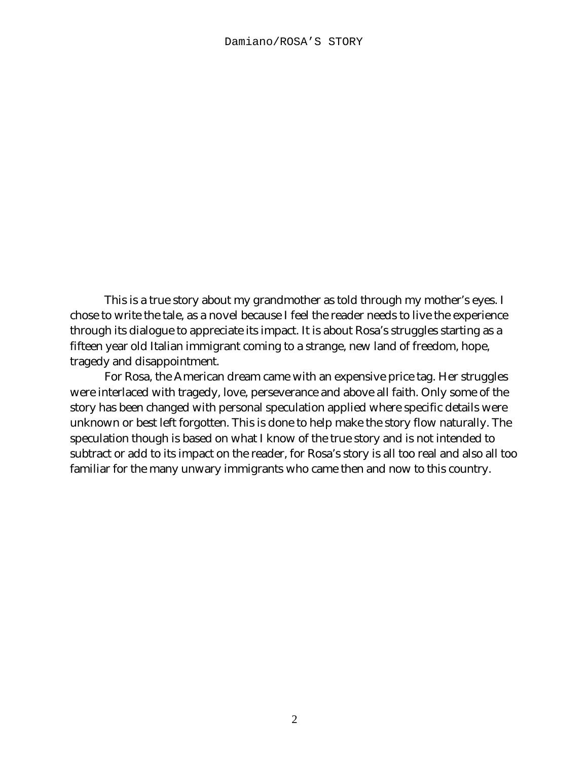This is a true story about my grandmother as told through my mother's eyes. I chose to write the tale, as a novel because I feel the reader needs to live the experience through its dialogue to appreciate its impact. It is about Rosa's struggles starting as a fifteen year old Italian immigrant coming to a strange, new land of freedom, hope, tragedy and disappointment.

For Rosa, the American dream came with an expensive price tag. Her struggles were interlaced with tragedy, love, perseverance and above all faith. Only some of the story has been changed with personal speculation applied where specific details were unknown or best left forgotten. This is done to help make the story flow naturally. The speculation though is based on what I know of the true story and is not intended to subtract or add to its impact on the reader, for Rosa's story is all too real and also all too familiar for the many unwary immigrants who came then and now to this country.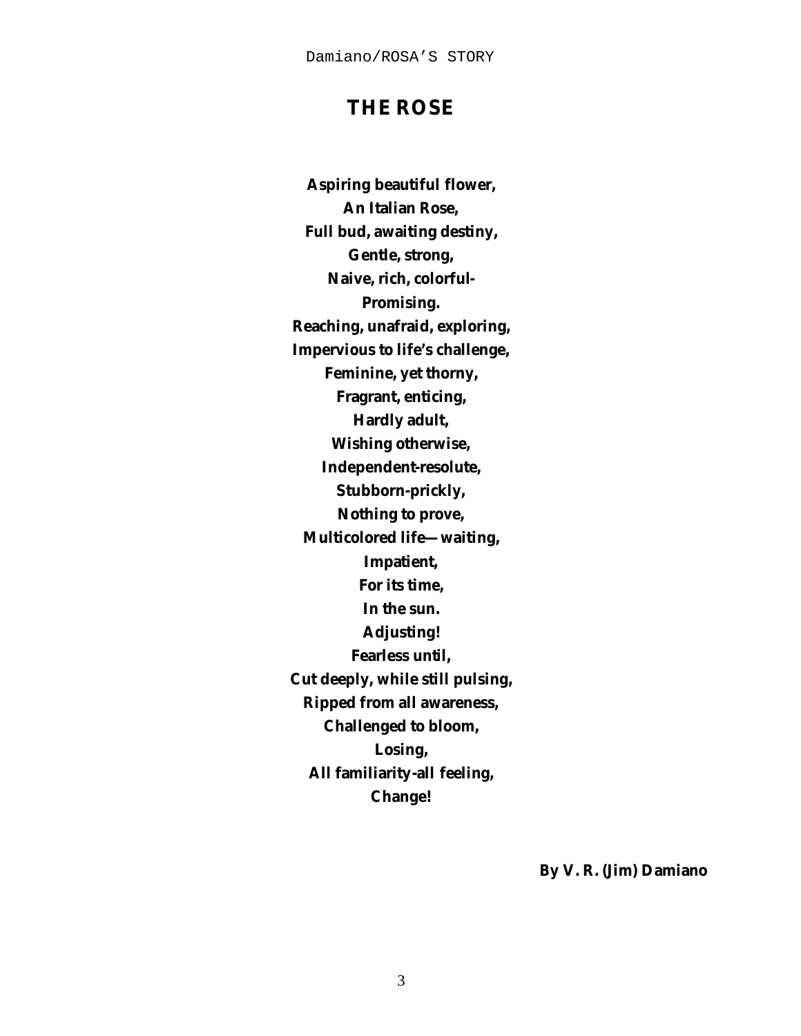# THE ROSE

**Aspiring beautiful flower,**
**An Italian Rose,**
**Full bud, awaiting destiny,**
**Gentle, strong,**
**Naive, rich, colorful-**
**Promising.**
**Reaching, unafraid, exploring,**
**Impervious to life's challenge,**
**Feminine, yet thorny,**
**Fragrant, enticing,**
**Hardly adult,**
**Wishing otherwise,**
**Independent-resolute,**
**Stubborn-prickly,**
**Nothing to prove,**
**Multicolored life—waiting,**
**Impatient,**
**For its time,**
**In the sun.**
**Adjusting!**
**Fearless until,**
**Cut deeply, while still pulsing,**
**Ripped from all awareness,**
**Challenged to bloom,**
**Losing,**
**All familiarity-all feeling,**
**Change!**

**By V. R. (Jim) Damiano**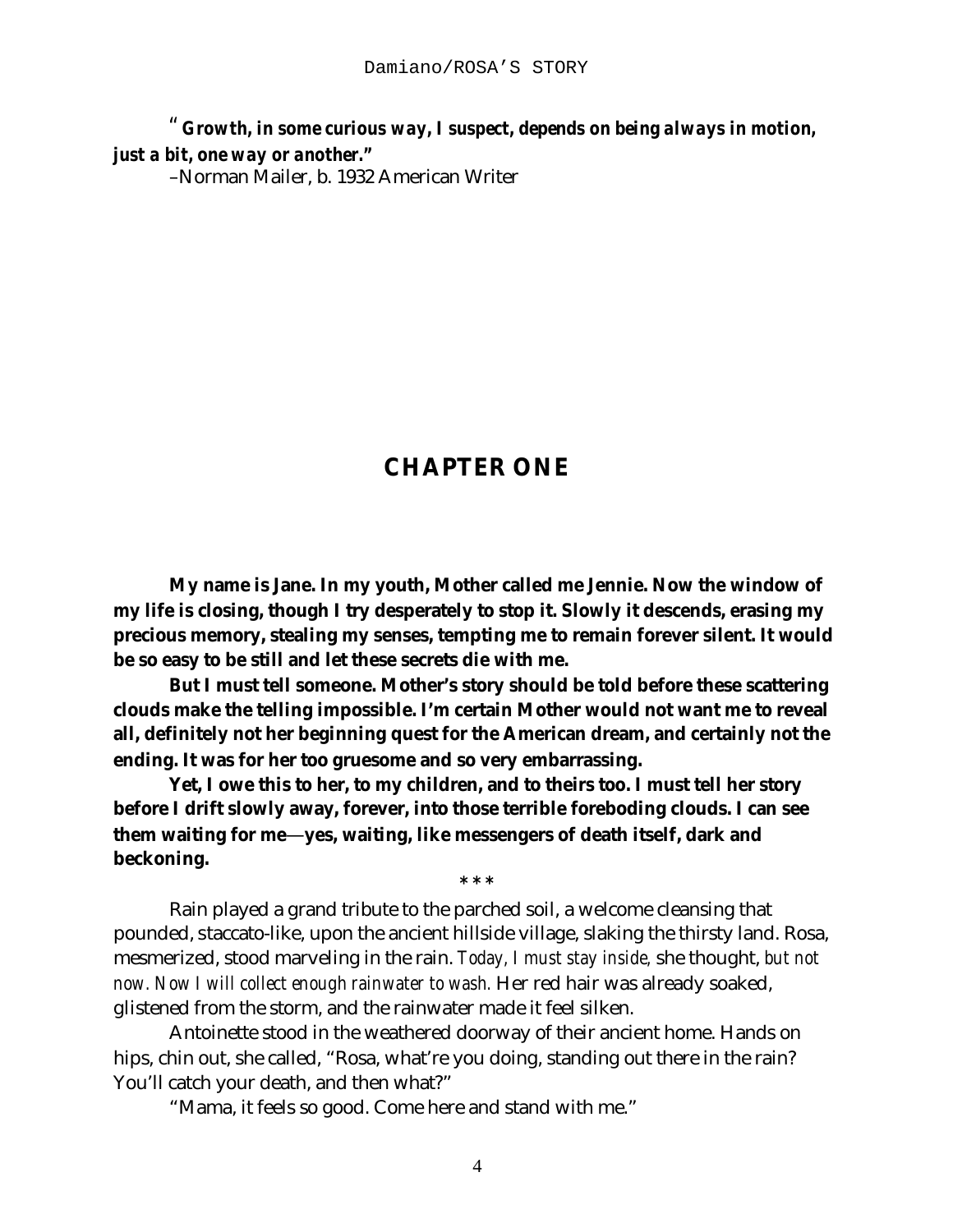***"Growth, in some curious way, I suspect, depends on being always in motion, just a bit, one way or another."***

–Norman Mailer, b. 1932 American Writer

## CHAPTER ONE

**My name is Jane. In my youth, Mother called me Jennie. Now the window of my life is closing, though I try desperately to stop it. Slowly it descends, erasing my precious memory, stealing my senses, tempting me to remain forever silent. It would be so easy to be still and let these secrets die with me.**

**But I must tell someone. Mother's story should be told before these scattering clouds make the telling impossible. I'm certain Mother would not want me to reveal all, definitely not her beginning quest for the American dream, and certainly not the ending. It was for her too gruesome and so very embarrassing.**

**Yet, I owe this to her, to my children, and to theirs too. I must tell her story before I drift slowly away, forever, into those terrible foreboding clouds. I can see them waiting for me—yes, waiting, like messengers of death itself, dark and beckoning.**

* * *

Rain played a grand tribute to the parched soil, a welcome cleansing that pounded, staccato-like, upon the ancient hillside village, slaking the thirsty land. Rosa, mesmerized, stood marveling in the rain. *Today, I must stay inside,* she thought, *but not now. Now I will collect enough rainwater to wash.* Her red hair was already soaked, glistened from the storm, and the rainwater made it feel silken.

Antoinette stood in the weathered doorway of their ancient home. Hands on hips, chin out, she called, "Rosa, what're you doing, standing out there in the rain? You'll catch your death, and then what?"

"Mama, it feels so good. Come here and stand with me."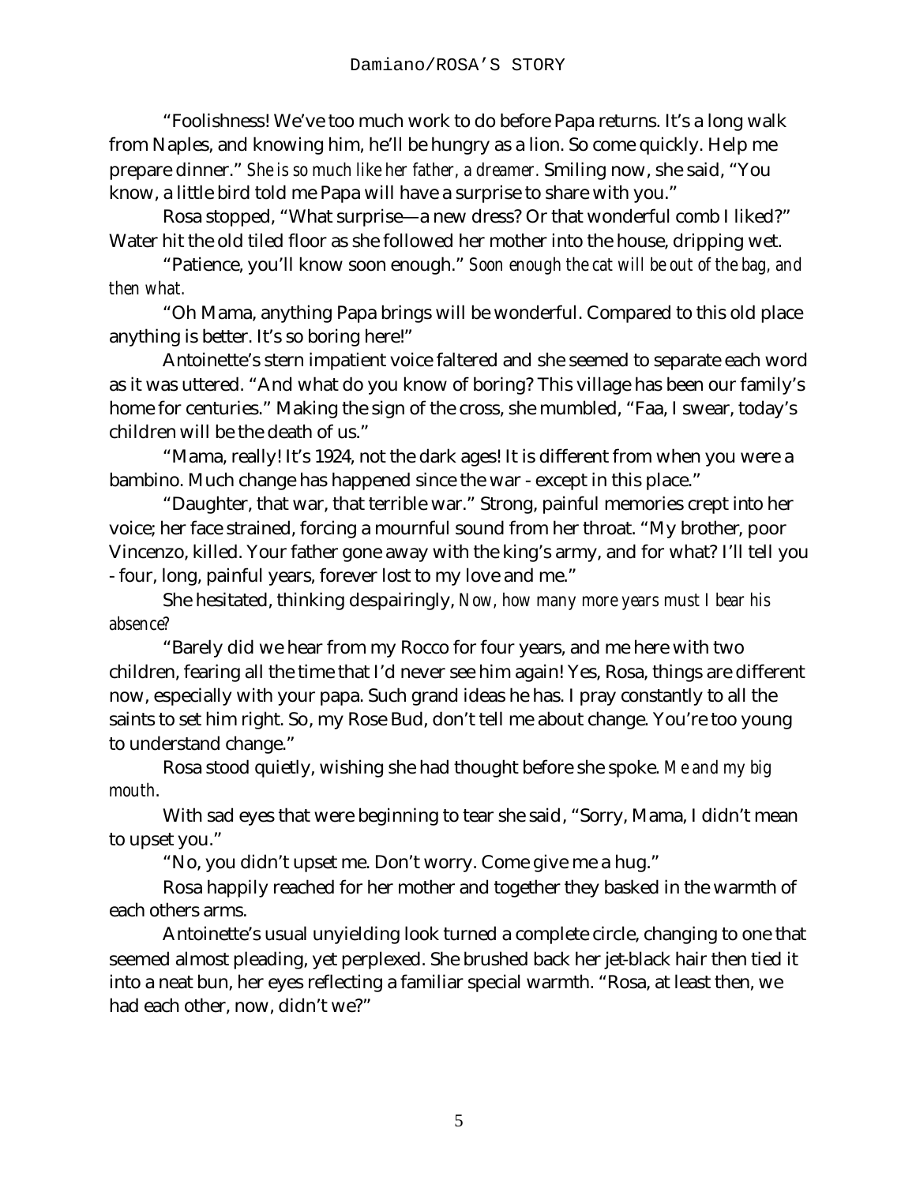"Foolishness! We've too much work to do before Papa returns. It's a long walk from Naples, and knowing him, he'll be hungry as a lion. So come quickly. Help me prepare dinner." *She is so much like her father, a dreamer.* Smiling now, she said, "You know, a little bird told me Papa will have a surprise to share with you."

Rosa stopped, "What surprise—a new dress? Or that wonderful comb I liked?" Water hit the old tiled floor as she followed her mother into the house, dripping wet.

"Patience, you'll know soon enough." *Soon enough the cat will be out of the bag, and then what.*

"Oh Mama, anything Papa brings will be wonderful. Compared to this old place anything is better. It's so boring here!"

Antoinette's stern impatient voice faltered and she seemed to separate each word as it was uttered. "And what do you know of boring? This village has been our family's home for centuries." Making the sign of the cross, she mumbled, "Faa, I swear, today's children will be the death of us."

"Mama, really! It's 1924, not the dark ages! It is different from when you were a bambino. Much change has happened since the war - except in this place."

"Daughter, that war, that terrible war." Strong, painful memories crept into her voice; her face strained, forcing a mournful sound from her throat. "My brother, poor Vincenzo, killed. Your father gone away with the king's army, and for what? I'll tell you - four, long, painful years, forever lost to my love and me."

She hesitated, thinking despairingly, *Now, how many more years must I bear his absence?*

"Barely did we hear from my Rocco for four years, and me here with two children, fearing all the time that I'd never see him again! Yes, Rosa, things are different now, especially with your papa. Such grand ideas he has. I pray constantly to all the saints to set him right. So, my Rose Bud, don't tell me about change. You're too young to understand change."

Rosa stood quietly, wishing she had thought before she spoke. *Me and my big mouth*.

With sad eyes that were beginning to tear she said, "Sorry, Mama, I didn't mean to upset you."

"No, you didn't upset me. Don't worry. Come give me a hug."

Rosa happily reached for her mother and together they basked in the warmth of each others arms.

Antoinette's usual unyielding look turned a complete circle, changing to one that seemed almost pleading, yet perplexed. She brushed back her jet-black hair then tied it into a neat bun, her eyes reflecting a familiar special warmth. "Rosa, at least then, we had each other, now, didn't we?"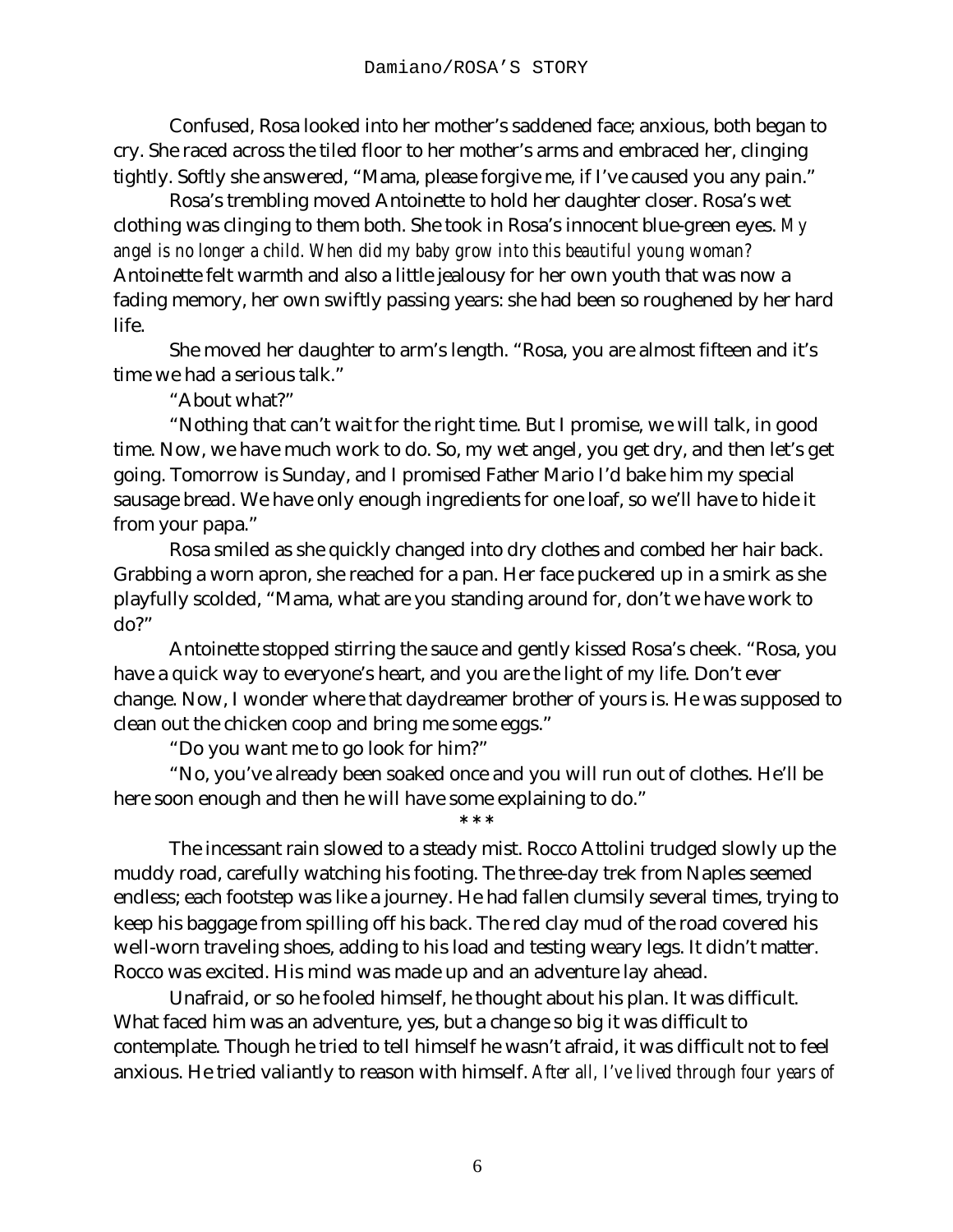Confused, Rosa looked into her mother's saddened face; anxious, both began to cry. She raced across the tiled floor to her mother's arms and embraced her, clinging tightly. Softly she answered, "Mama, please forgive me, if I've caused you any pain."

Rosa's trembling moved Antoinette to hold her daughter closer. Rosa's wet clothing was clinging to them both. She took in Rosa's innocent blue-green eyes. *My angel is no longer a child. When did my baby grow into this beautiful young woman?* Antoinette felt warmth and also a little jealousy for her own youth that was now a fading memory, her own swiftly passing years: she had been so roughened by her hard life.

She moved her daughter to arm's length. "Rosa, you are almost fifteen and it's time we had a serious talk."

"About what?"

"Nothing that can't wait for the right time. But I promise, we will talk, in good time. Now, we have much work to do. So, my wet angel, you get dry, and then let's get going. Tomorrow is Sunday, and I promised Father Mario I'd bake him my special sausage bread. We have only enough ingredients for one loaf, so we'll have to hide it from your papa."

Rosa smiled as she quickly changed into dry clothes and combed her hair back. Grabbing a worn apron, she reached for a pan. Her face puckered up in a smirk as she playfully scolded, "Mama, what are you standing around for, don't we have work to do?"

Antoinette stopped stirring the sauce and gently kissed Rosa's cheek. "Rosa, you have a quick way to everyone's heart, and you are the light of my life. Don't ever change. Now, I wonder where that daydreamer brother of yours is. He was supposed to clean out the chicken coop and bring me some eggs."

"Do you want me to go look for him?"

"No, you've already been soaked once and you will run out of clothes. He'll be here soon enough and then he will have some explaining to do."

\* \* \*

The incessant rain slowed to a steady mist. Rocco Attolini trudged slowly up the muddy road, carefully watching his footing. The three-day trek from Naples seemed endless; each footstep was like a journey. He had fallen clumsily several times, trying to keep his baggage from spilling off his back. The red clay mud of the road covered his well-worn traveling shoes, adding to his load and testing weary legs. It didn't matter. Rocco was excited. His mind was made up and an adventure lay ahead.

Unafraid, or so he fooled himself, he thought about his plan. It was difficult. What faced him was an adventure, yes, but a change so big it was difficult to contemplate. Though he tried to tell himself he wasn't afraid, it was difficult not to feel anxious. He tried valiantly to reason with himself. *After all, I've lived through four years of*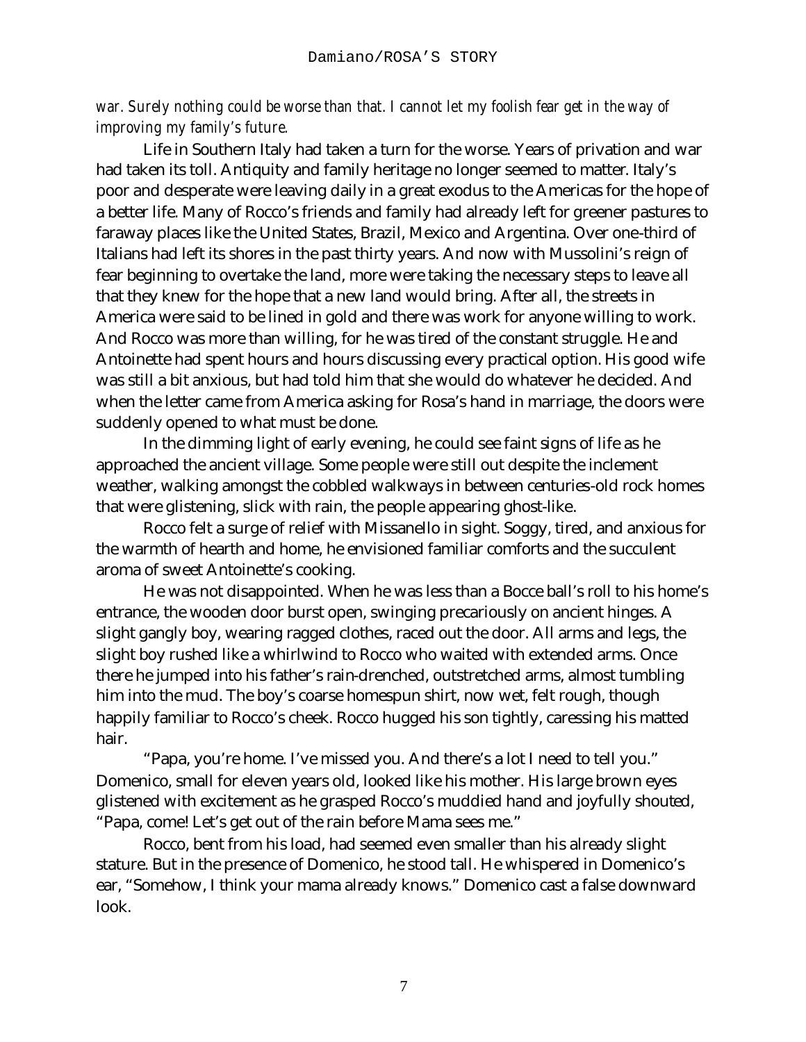*war. Surely nothing could be worse than that. I cannot let my foolish fear get in the way of improving my family's future.*

Life in Southern Italy had taken a turn for the worse. Years of privation and war had taken its toll. Antiquity and family heritage no longer seemed to matter. Italy's poor and desperate were leaving daily in a great exodus to the Americas for the hope of a better life. Many of Rocco's friends and family had already left for greener pastures to faraway places like the United States, Brazil, Mexico and Argentina. Over one-third of Italians had left its shores in the past thirty years. And now with Mussolini's reign of fear beginning to overtake the land, more were taking the necessary steps to leave all that they knew for the hope that a new land would bring. After all, the streets in America were said to be lined in gold and there was work for anyone willing to work. And Rocco was more than willing, for he was tired of the constant struggle. He and Antoinette had spent hours and hours discussing every practical option. His good wife was still a bit anxious, but had told him that she would do whatever he decided. And when the letter came from America asking for Rosa's hand in marriage, the doors were suddenly opened to what must be done.

In the dimming light of early evening, he could see faint signs of life as he approached the ancient village. Some people were still out despite the inclement weather, walking amongst the cobbled walkways in between centuries-old rock homes that were glistening, slick with rain, the people appearing ghost-like.

Rocco felt a surge of relief with Missanello in sight. Soggy, tired, and anxious for the warmth of hearth and home, he envisioned familiar comforts and the succulent aroma of sweet Antoinette's cooking.

He was not disappointed. When he was less than a Bocce ball's roll to his home's entrance, the wooden door burst open, swinging precariously on ancient hinges. A slight gangly boy, wearing ragged clothes, raced out the door. All arms and legs, the slight boy rushed like a whirlwind to Rocco who waited with extended arms. Once there he jumped into his father's rain-drenched, outstretched arms, almost tumbling him into the mud. The boy's coarse homespun shirt, now wet, felt rough, though happily familiar to Rocco's cheek. Rocco hugged his son tightly, caressing his matted hair.

"Papa, you're home. I've missed you. And there's a lot I need to tell you." Domenico, small for eleven years old, looked like his mother. His large brown eyes glistened with excitement as he grasped Rocco's muddied hand and joyfully shouted, "Papa, come! Let's get out of the rain before Mama sees me."

Rocco, bent from his load, had seemed even smaller than his already slight stature. But in the presence of Domenico, he stood tall. He whispered in Domenico's ear, "Somehow, I think your mama already knows." Domenico cast a false downward look.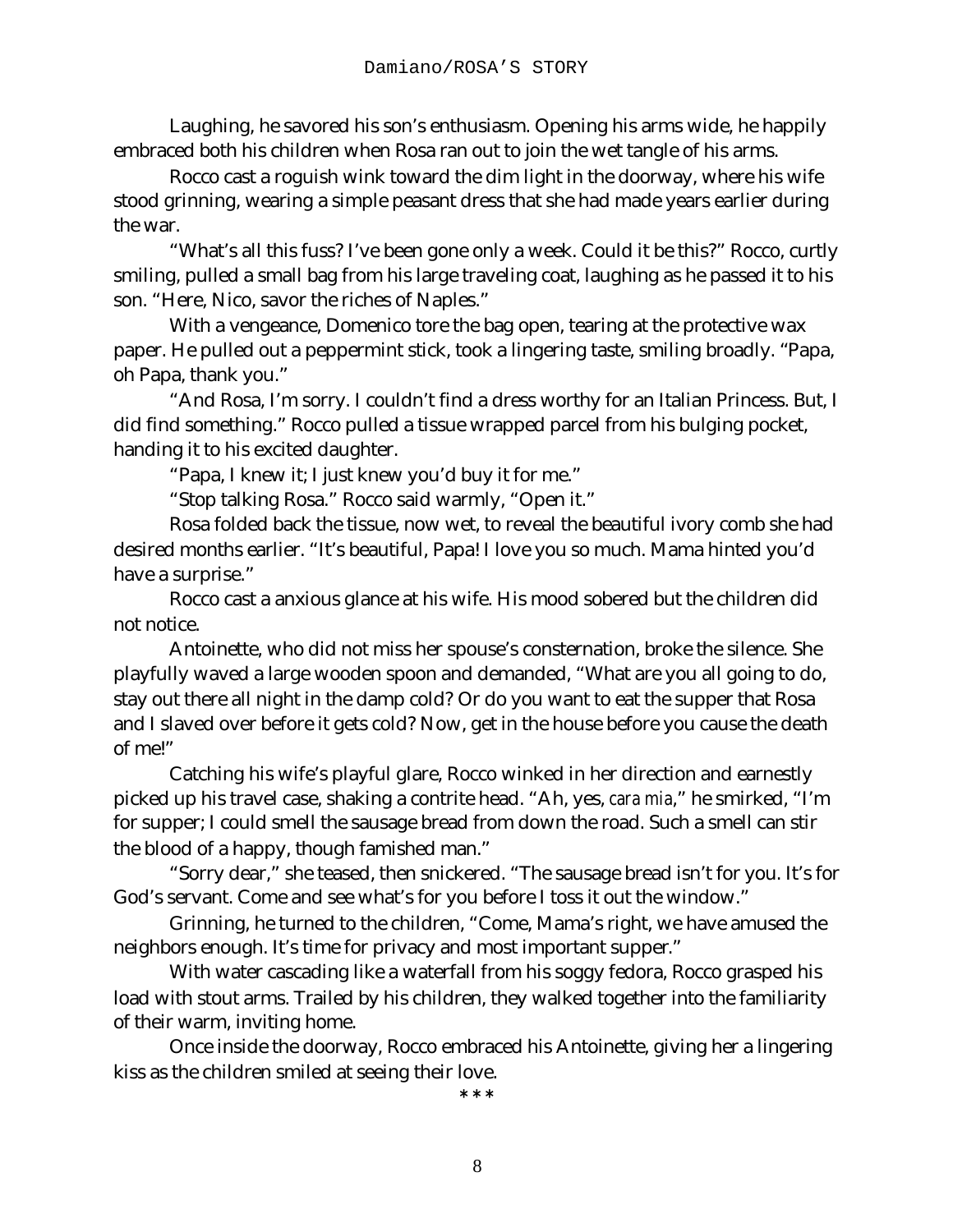Laughing, he savored his son's enthusiasm. Opening his arms wide, he happily embraced both his children when Rosa ran out to join the wet tangle of his arms.

Rocco cast a roguish wink toward the dim light in the doorway, where his wife stood grinning, wearing a simple peasant dress that she had made years earlier during the war.

"What's all this fuss? I've been gone only a week. Could it be this?" Rocco, curtly smiling, pulled a small bag from his large traveling coat, laughing as he passed it to his son. "Here, Nico, savor the riches of Naples."

With a vengeance, Domenico tore the bag open, tearing at the protective wax paper. He pulled out a peppermint stick, took a lingering taste, smiling broadly. "Papa, oh Papa, thank you."

"And Rosa, I'm sorry. I couldn't find a dress worthy for an Italian Princess. But, I did find something." Rocco pulled a tissue wrapped parcel from his bulging pocket, handing it to his excited daughter.

"Papa, I knew it; I just knew you'd buy it for me."

"Stop talking Rosa." Rocco said warmly, "Open it."

Rosa folded back the tissue, now wet, to reveal the beautiful ivory comb she had desired months earlier. "It's beautiful, Papa! I love you so much. Mama hinted you'd have a surprise."

Rocco cast a anxious glance at his wife. His mood sobered but the children did not notice.

Antoinette, who did not miss her spouse's consternation, broke the silence. She playfully waved a large wooden spoon and demanded, "What are you all going to do, stay out there all night in the damp cold? Or do you want to eat the supper that Rosa and I slaved over before it gets cold? Now, get in the house before you cause the death of me!"

Catching his wife's playful glare, Rocco winked in her direction and earnestly picked up his travel case, shaking a contrite head. "Ah, yes, *cara mia*," he smirked, "I'm for supper; I could smell the sausage bread from down the road. Such a smell can stir the blood of a happy, though famished man."

"Sorry dear," she teased, then snickered. "The sausage bread isn't for you. It's for God's servant. Come and see what's for you before I toss it out the window."

Grinning, he turned to the children, "Come, Mama's right, we have amused the neighbors enough. It's time for privacy and most important supper."

With water cascading like a waterfall from his soggy fedora, Rocco grasped his load with stout arms. Trailed by his children, they walked together into the familiarity of their warm, inviting home.

Once inside the doorway, Rocco embraced his Antoinette, giving her a lingering kiss as the children smiled at seeing their love.

\* \* \*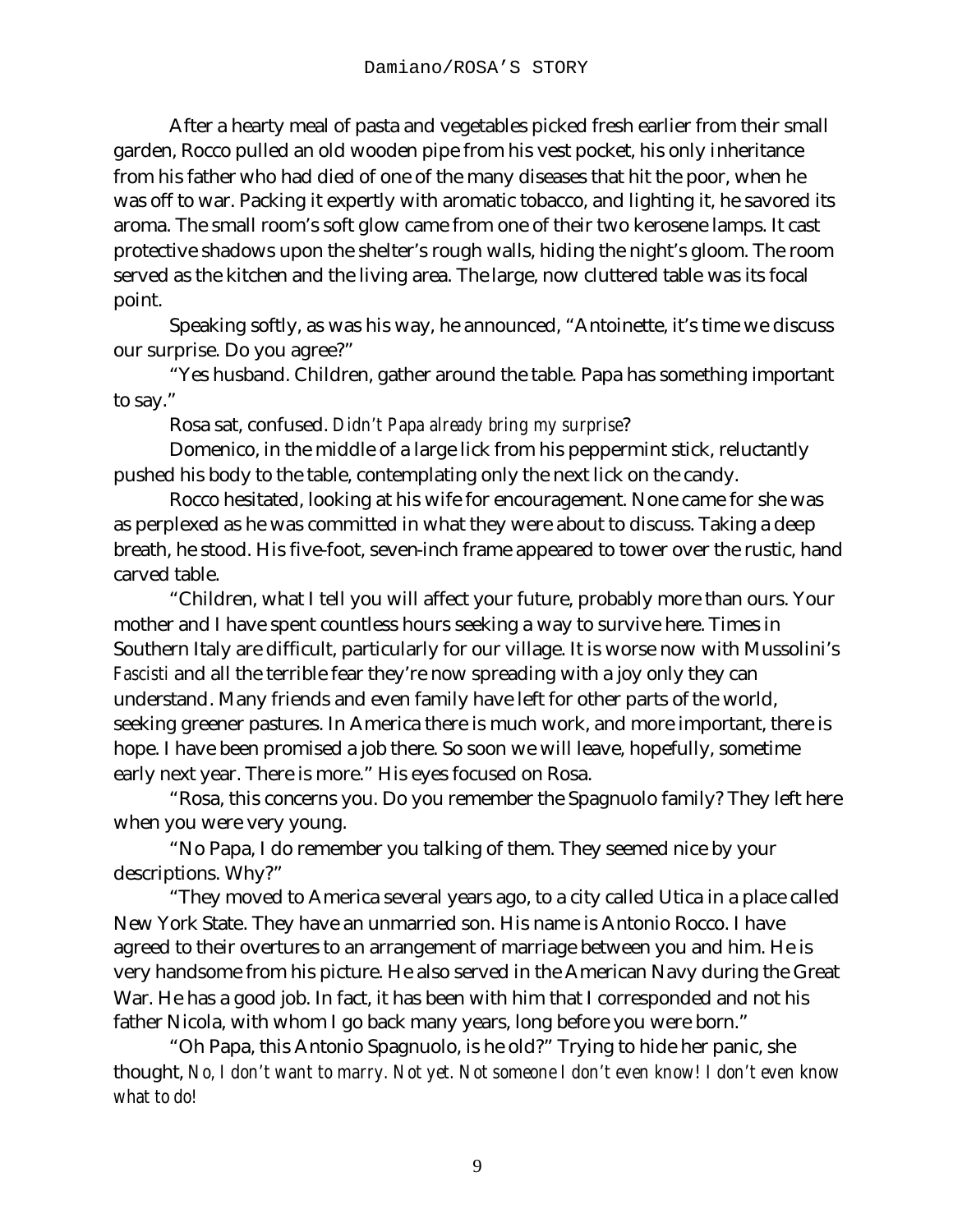After a hearty meal of pasta and vegetables picked fresh earlier from their small garden, Rocco pulled an old wooden pipe from his vest pocket, his only inheritance from his father who had died of one of the many diseases that hit the poor, when he was off to war. Packing it expertly with aromatic tobacco, and lighting it, he savored its aroma. The small room's soft glow came from one of their two kerosene lamps. It cast protective shadows upon the shelter's rough walls, hiding the night's gloom. The room served as the kitchen and the living area. The large, now cluttered table was its focal point.

Speaking softly, as was his way, he announced, "Antoinette, it's time we discuss our surprise. Do you agree?"

"Yes husband. Children, gather around the table. Papa has something important to say."

Rosa sat, confused. *Didn't Papa already bring my surprise*?

Domenico, in the middle of a large lick from his peppermint stick, reluctantly pushed his body to the table, contemplating only the next lick on the candy.

Rocco hesitated, looking at his wife for encouragement. None came for she was as perplexed as he was committed in what they were about to discuss. Taking a deep breath, he stood. His five-foot, seven-inch frame appeared to tower over the rustic, hand carved table.

"Children, what I tell you will affect your future, probably more than ours. Your mother and I have spent countless hours seeking a way to survive here. Times in Southern Italy are difficult, particularly for our village. It is worse now with Mussolini's *Fascisti* and all the terrible fear they're now spreading with a joy only they can understand. Many friends and even family have left for other parts of the world, seeking greener pastures. In America there is much work, and more important, there is hope. I have been promised a job there. So soon we will leave, hopefully, sometime early next year. There is more." His eyes focused on Rosa.

"Rosa, this concerns you. Do you remember the Spagnuolo family? They left here when you were very young.

"No Papa, I do remember you talking of them. They seemed nice by your descriptions. Why?"

"They moved to America several years ago, to a city called Utica in a place called New York State. They have an unmarried son. His name is Antonio Rocco. I have agreed to their overtures to an arrangement of marriage between you and him. He is very handsome from his picture. He also served in the American Navy during the Great War. He has a good job. In fact, it has been with him that I corresponded and not his father Nicola, with whom I go back many years, long before you were born."

"Oh Papa, this Antonio Spagnuolo, is he old?" Trying to hide her panic, she thought, *No, I don't want to marry. Not yet. Not someone I don't even know! I don't even know what to do!*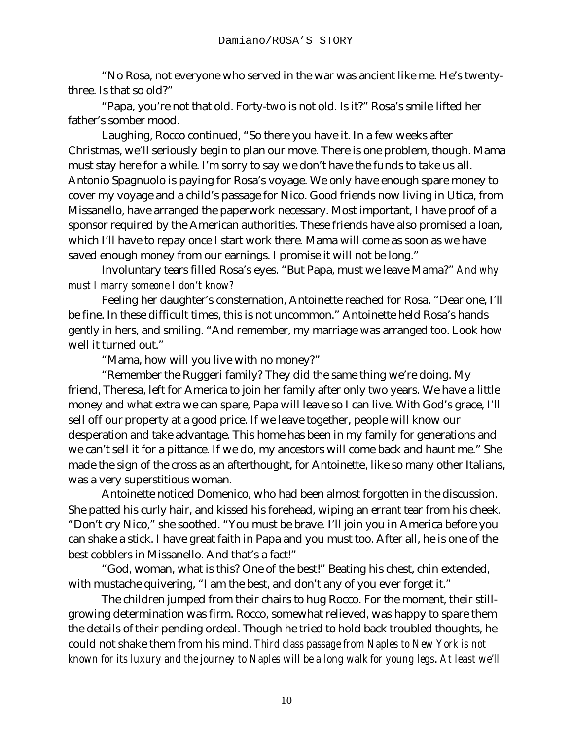"No Rosa, not everyone who served in the war was ancient like me. He's twenty-three. Is that so old?"

"Papa, you're not that old. Forty-two is not old. Is it?" Rosa's smile lifted her father's somber mood.

Laughing, Rocco continued, "So there you have it. In a few weeks after Christmas, we'll seriously begin to plan our move. There is one problem, though. Mama must stay here for a while. I'm sorry to say we don't have the funds to take us all. Antonio Spagnuolo is paying for Rosa's voyage. We only have enough spare money to cover my voyage and a child's passage for Nico. Good friends now living in Utica, from Missanello, have arranged the paperwork necessary. Most important, I have proof of a sponsor required by the American authorities. These friends have also promised a loan, which I'll have to repay once I start work there. Mama will come as soon as we have saved enough money from our earnings. I promise it will not be long."

Involuntary tears filled Rosa's eyes. "But Papa, must we leave Mama?" *And why must I marry someone I don't know?*

Feeling her daughter's consternation, Antoinette reached for Rosa. "Dear one, I'll be fine. In these difficult times, this is not uncommon." Antoinette held Rosa's hands gently in hers, and smiling. "And remember, my marriage was arranged too. Look how well it turned out."

"Mama, how will you live with no money?"

"Remember the Ruggeri family? They did the same thing we're doing. My friend, Theresa, left for America to join her family after only two years. We have a little money and what extra we can spare, Papa will leave so I can live. With God's grace, I'll sell off our property at a good price. If we leave together, people will know our desperation and take advantage. This home has been in my family for generations and we can't sell it for a pittance. If we do, my ancestors will come back and haunt me." She made the sign of the cross as an afterthought, for Antoinette, like so many other Italians, was a very superstitious woman.

Antoinette noticed Domenico, who had been almost forgotten in the discussion. She patted his curly hair, and kissed his forehead, wiping an errant tear from his cheek. "Don't cry Nico," she soothed. "You must be brave. I'll join you in America before you can shake a stick. I have great faith in Papa and you must too. After all, he is one of the best cobblers in Missanello. And that's a fact!"

"God, woman, what is this? One of the best!" Beating his chest, chin extended, with mustache quivering, "I am the best, and don't any of you ever forget it."

The children jumped from their chairs to hug Rocco. For the moment, their still-growing determination was firm. Rocco, somewhat relieved, was happy to spare them the details of their pending ordeal. Though he tried to hold back troubled thoughts, he could not shake them from his mind. *Third class passage from Naples to New York is not known for its luxury and the journey to Naples will be a long walk for young legs. At least we'll*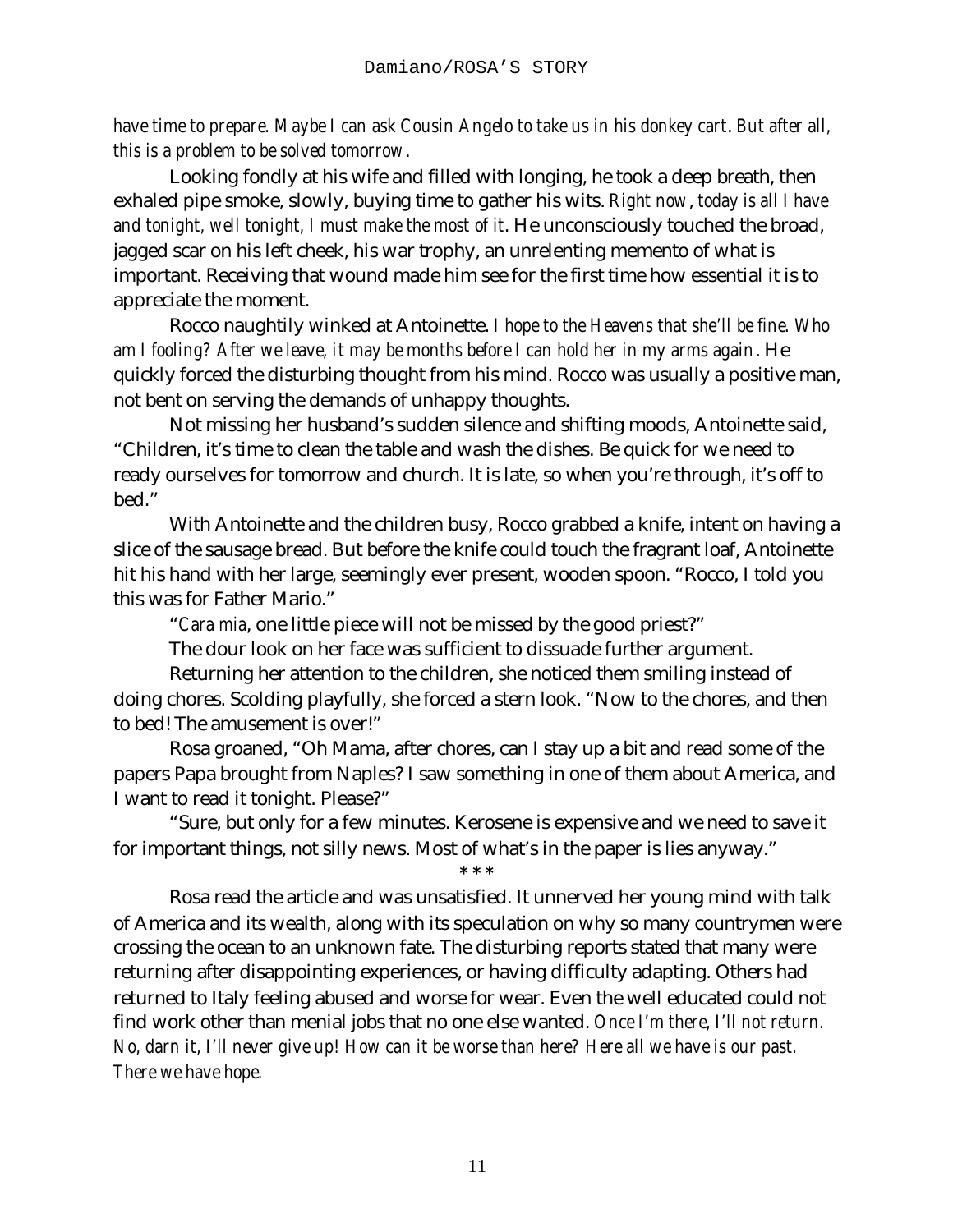*have time to prepare. Maybe I can ask Cousin Angelo to take us in his donkey cart. But after all, this is a problem to be solved tomorrow.*

Looking fondly at his wife and filled with longing, he took a deep breath, then exhaled pipe smoke, slowly, buying time to gather his wits. *Right now, today is all I have and tonight, well tonight, I must make the most of it.* He unconsciously touched the broad, jagged scar on his left cheek, his war trophy, an unrelenting memento of what is important. Receiving that wound made him see for the first time how essential it is to appreciate the moment.

Rocco naughtily winked at Antoinette. *I hope to the Heavens that she'll be fine. Who am I fooling? After we leave, it may be months before I can hold her in my arms again.* He quickly forced the disturbing thought from his mind. Rocco was usually a positive man, not bent on serving the demands of unhappy thoughts.

Not missing her husband's sudden silence and shifting moods, Antoinette said, "Children, it's time to clean the table and wash the dishes. Be quick for we need to ready ourselves for tomorrow and church. It is late, so when you're through, it's off to bed."

With Antoinette and the children busy, Rocco grabbed a knife, intent on having a slice of the sausage bread. But before the knife could touch the fragrant loaf, Antoinette hit his hand with her large, seemingly ever present, wooden spoon. "Rocco, I told you this was for Father Mario."

"*Cara mia*, one little piece will not be missed by the good priest?"

The dour look on her face was sufficient to dissuade further argument.

Returning her attention to the children, she noticed them smiling instead of doing chores. Scolding playfully, she forced a stern look. "Now to the chores, and then to bed! The amusement is over!"

Rosa groaned, "Oh Mama, after chores, can I stay up a bit and read some of the papers Papa brought from Naples? I saw something in one of them about America, and I want to read it tonight. Please?"

"Sure, but only for a few minutes. Kerosene is expensive and we need to save it for important things, not silly news. Most of what's in the paper is lies anyway."

\* \* \*

Rosa read the article and was unsatisfied. It unnerved her young mind with talk of America and its wealth, along with its speculation on why so many countrymen were crossing the ocean to an unknown fate. The disturbing reports stated that many were returning after disappointing experiences, or having difficulty adapting. Others had returned to Italy feeling abused and worse for wear. Even the well educated could not find work other than menial jobs that no one else wanted. *Once I'm there, I'll not return. No, darn it, I'll never give up! How can it be worse than here? Here all we have is our past. There we have hope.*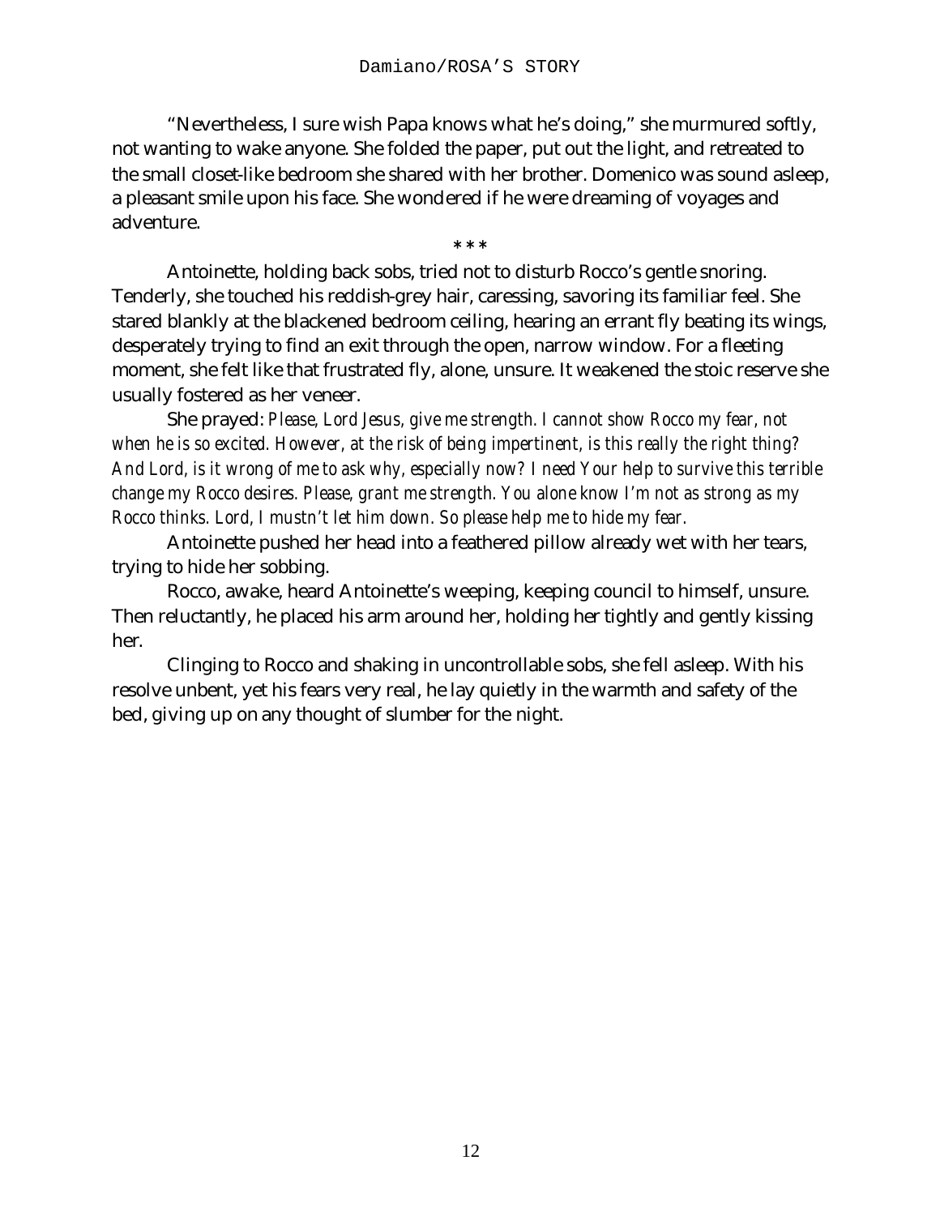"Nevertheless, I sure wish Papa knows what he's doing," she murmured softly, not wanting to wake anyone. She folded the paper, put out the light, and retreated to the small closet-like bedroom she shared with her brother. Domenico was sound asleep, a pleasant smile upon his face. She wondered if he were dreaming of voyages and adventure.

\* \* \*

Antoinette, holding back sobs, tried not to disturb Rocco's gentle snoring. Tenderly, she touched his reddish-grey hair, caressing, savoring its familiar feel. She stared blankly at the blackened bedroom ceiling, hearing an errant fly beating its wings, desperately trying to find an exit through the open, narrow window. For a fleeting moment, she felt like that frustrated fly, alone, unsure. It weakened the stoic reserve she usually fostered as her veneer.

She prayed: *Please, Lord Jesus, give me strength. I cannot show Rocco my fear, not when he is so excited. However, at the risk of being impertinent, is this really the right thing? And Lord, is it wrong of me to ask why, especially now? I need Your help to survive this terrible change my Rocco desires. Please, grant me strength. You alone know I'm not as strong as my Rocco thinks. Lord, I mustn't let him down. So please help me to hide my fear.*

Antoinette pushed her head into a feathered pillow already wet with her tears, trying to hide her sobbing.

Rocco, awake, heard Antoinette's weeping, keeping council to himself, unsure. Then reluctantly, he placed his arm around her, holding her tightly and gently kissing her.

Clinging to Rocco and shaking in uncontrollable sobs, she fell asleep. With his resolve unbent, yet his fears very real, he lay quietly in the warmth and safety of the bed, giving up on any thought of slumber for the night.